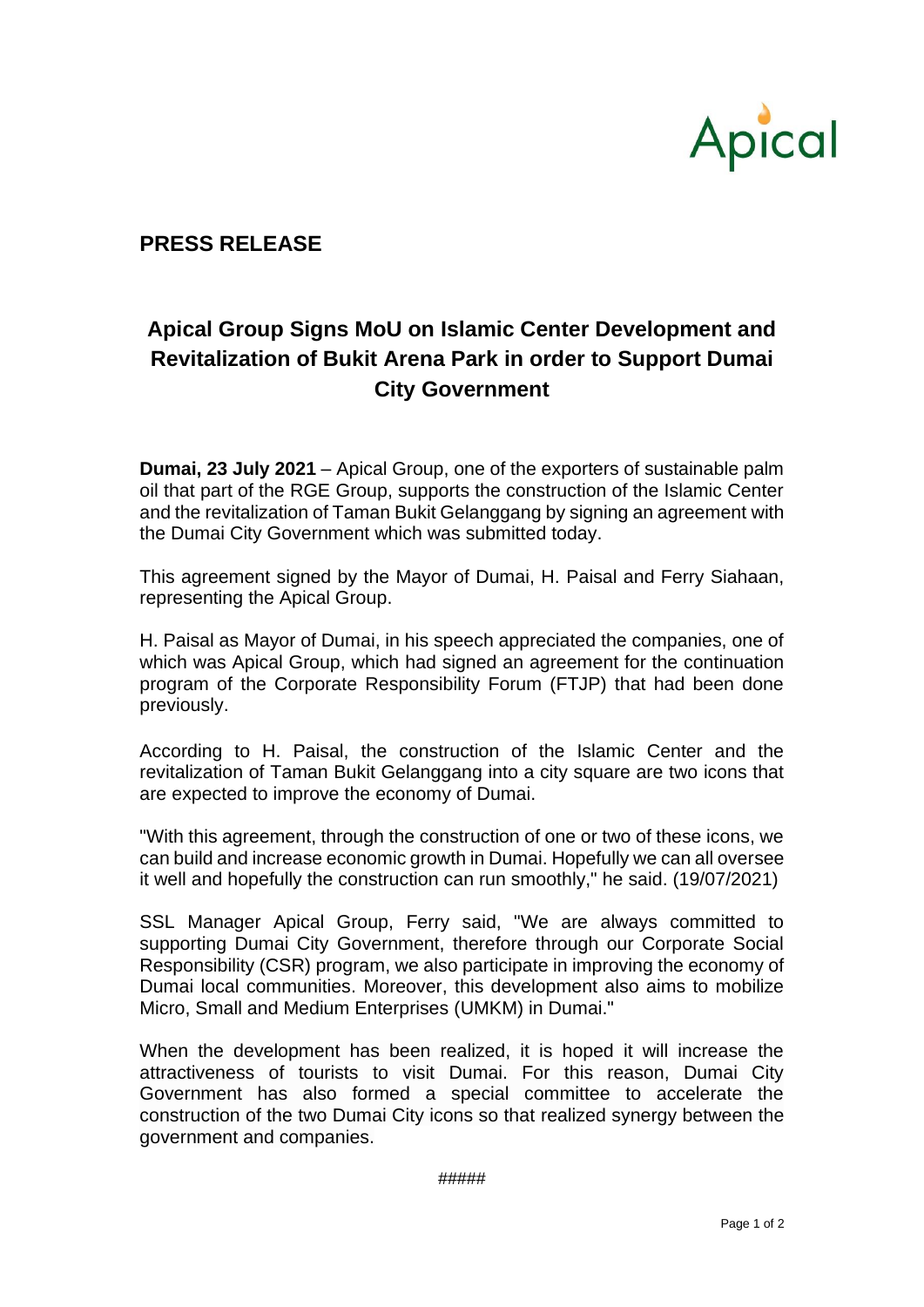Apical

## PRESS RELEASE

# Apical Group Signs MoU on Islamic Center Development and Revitalization of Bukit Arena Park in order to Support Dumai City Government

**Dumai, 23 July 2021** – Apical Group, one of the exporters of sustainable palm oil that part of the RGE Group, supports the construction of the Islamic Center and the revitalization of Taman Bukit Gelanggang by signing an agreement with the Dumai City Government which was submitted today.

This agreement signed by the Mayor of Dumai, H. Paisal and Ferry Siahaan, representing the Apical Group.

H. Paisal as Mayor of Dumai, in his speech appreciated the companies, one of which was Apical Group, which had signed an agreement for the continuation program of the Corporate Responsibility Forum (FTJP) that had been done previously.

According to H. Paisal, the construction of the Islamic Center and the revitalization of Taman Bukit Gelanggang into a city square are two icons that are expected to improve the economy of Dumai.

"With this agreement, through the construction of one or two of these icons, we can build and increase economic growth in Dumai. Hopefully we can all oversee it well and hopefully the construction can run smoothly," he said. (19/07/2021)

SSL Manager Apical Group, Ferry said, "We are always committed to supporting Dumai City Government, therefore through our Corporate Social Responsibility (CSR) program, we also participate in improving the economy of Dumai local communities. Moreover, this development also aims to mobilize Micro, Small and Medium Enterprises (UMKM) in Dumai."

When the development has been realized, it is hoped it will increase the attractiveness of tourists to visit Dumai. For this reason, Dumai City Government has also formed a special committee to accelerate the construction of the two Dumai City icons so that realized synergy between the government and companies.

#####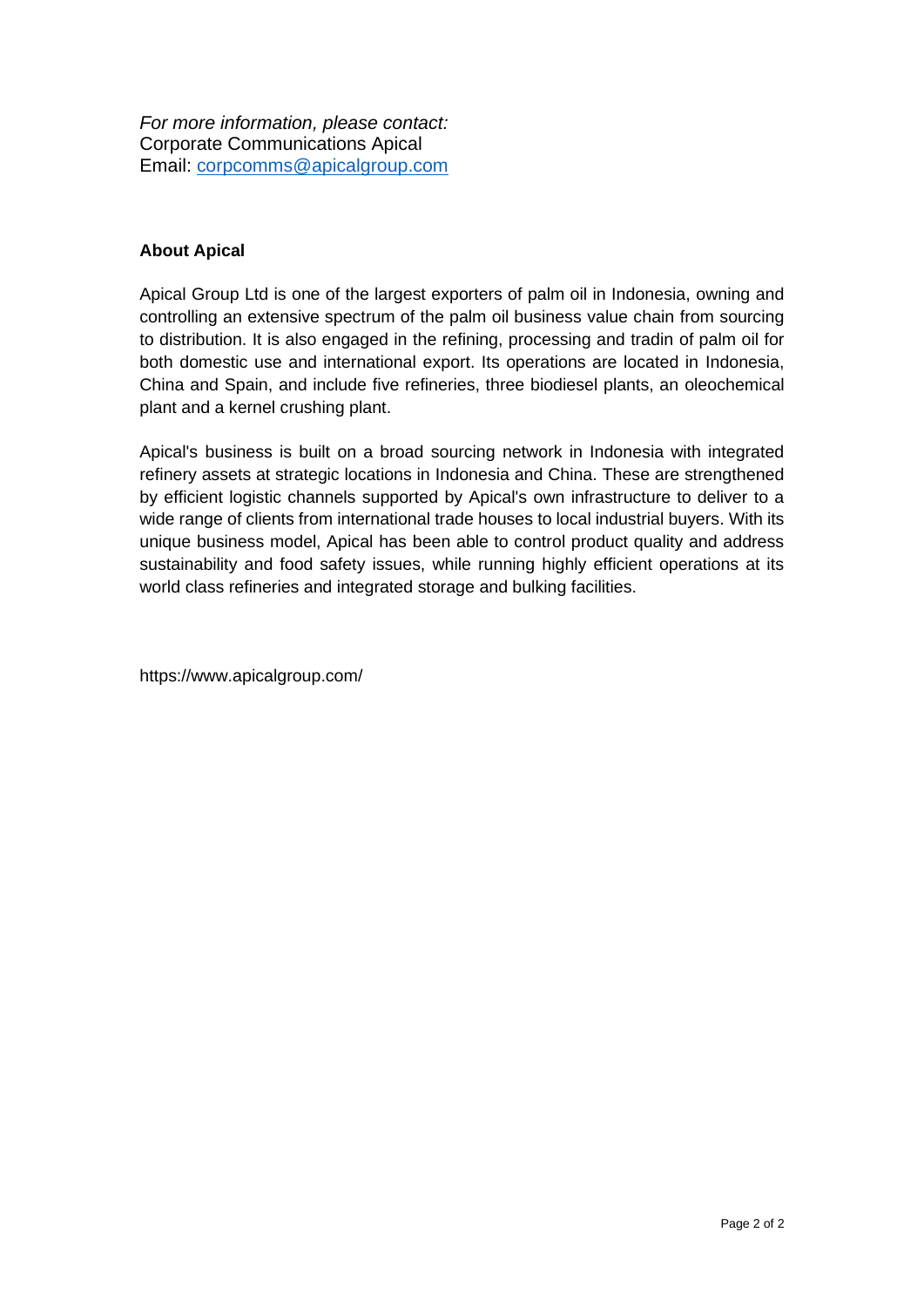*For more information, please contact:*
Corporate Communications Apical
Email: [corpcomms@apicalgroup.com](mailto:corpcomms@apicalgroup.com)

**About Apical**

Apical Group Ltd is one of the largest exporters of palm oil in Indonesia, owning and controlling an extensive spectrum of the palm oil business value chain from sourcing to distribution. It is also engaged in the refining, processing and tradin of palm oil for both domestic use and international export. Its operations are located in Indonesia, China and Spain, and include five refineries, three biodiesel plants, an oleochemical plant and a kernel crushing plant.

Apical's business is built on a broad sourcing network in Indonesia with integrated refinery assets at strategic locations in Indonesia and China. These are strengthened by efficient logistic channels supported by Apical's own infrastructure to deliver to a wide range of clients from international trade houses to local industrial buyers. With its unique business model, Apical has been able to control product quality and address sustainability and food safety issues, while running highly efficient operations at its world class refineries and integrated storage and bulking facilities.

https://www.apicalgroup.com/